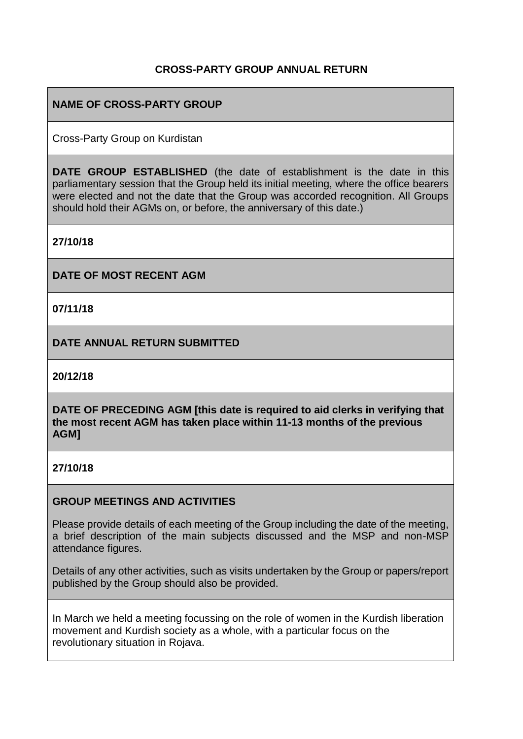**CROSS-PARTY GROUP ANNUAL RETURN**

**NAME OF CROSS-PARTY GROUP**

Cross-Party Group on Kurdistan

**DATE GROUP ESTABLISHED** (the date of establishment is the date in this parliamentary session that the Group held its initial meeting, where the office bearers were elected and not the date that the Group was accorded recognition. All Groups should hold their AGMs on, or before, the anniversary of this date.)

**27/10/18**

**DATE OF MOST RECENT AGM**

**07/11/18**

**DATE ANNUAL RETURN SUBMITTED**

**20/12/18**

**DATE OF PRECEDING AGM [this date is required to aid clerks in verifying that the most recent AGM has taken place within 11-13 months of the previous AGM]**

**27/10/18**

**GROUP MEETINGS AND ACTIVITIES**

Please provide details of each meeting of the Group including the date of the meeting, a brief description of the main subjects discussed and the MSP and non-MSP attendance figures.

Details of any other activities, such as visits undertaken by the Group or papers/report published by the Group should also be provided.

In March we held a meeting focussing on the role of women in the Kurdish liberation movement and Kurdish society as a whole, with a particular focus on the revolutionary situation in Rojava.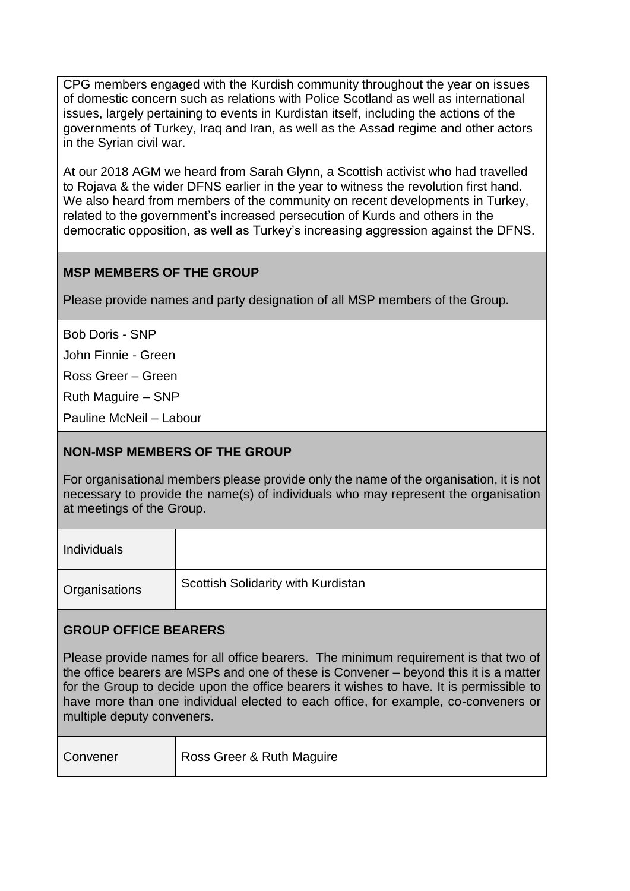CPG members engaged with the Kurdish community throughout the year on issues of domestic concern such as relations with Police Scotland as well as international issues, largely pertaining to events in Kurdistan itself, including the actions of the governments of Turkey, Iraq and Iran, as well as the Assad regime and other actors in the Syrian civil war.

At our 2018 AGM we heard from Sarah Glynn, a Scottish activist who had travelled to Rojava & the wider DFNS earlier in the year to witness the revolution first hand. We also heard from members of the community on recent developments in Turkey, related to the government's increased persecution of Kurds and others in the democratic opposition, as well as Turkey's increasing aggression against the DFNS.

**MSP MEMBERS OF THE GROUP**

Please provide names and party designation of all MSP members of the Group.

Bob Doris - SNP

John Finnie - Green

Ross Greer – Green

Ruth Maguire – SNP

Pauline McNeil – Labour

**NON-MSP MEMBERS OF THE GROUP**

For organisational members please provide only the name of the organisation, it is not necessary to provide the name(s) of individuals who may represent the organisation at meetings of the Group.

| | |
|---|---|
| Individuals | |
| Organisations | Scottish Solidarity with Kurdistan |

**GROUP OFFICE BEARERS**

Please provide names for all office bearers. The minimum requirement is that two of the office bearers are MSPs and one of these is Convener – beyond this it is a matter for the Group to decide upon the office bearers it wishes to have. It is permissible to have more than one individual elected to each office, for example, co-conveners or multiple deputy conveners.

| | |
|---|---|
| Convener | Ross Greer & Ruth Maguire |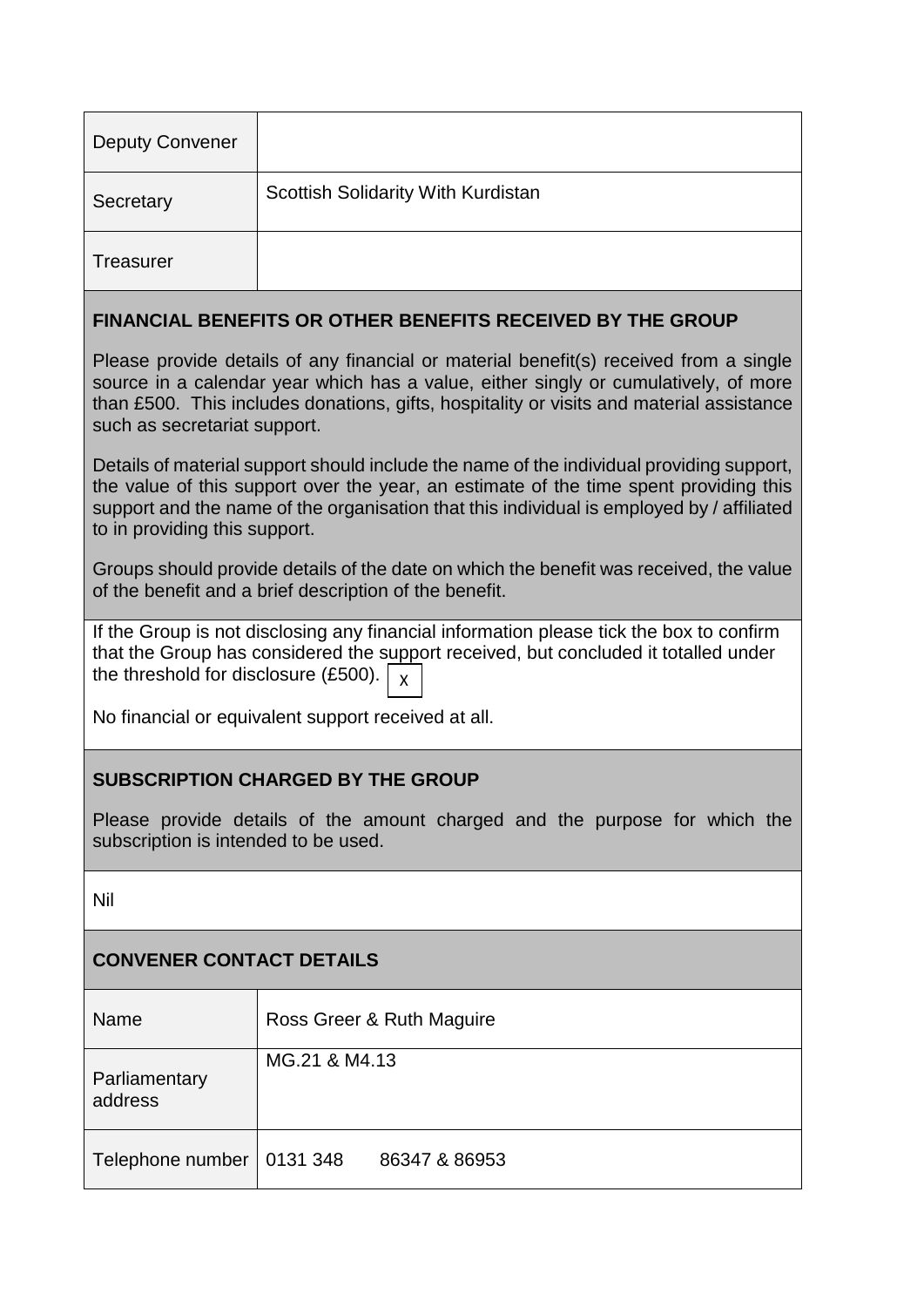| | |
|---|---|
| Deputy Convener | |
| Secretary | Scottish Solidarity With Kurdistan |
| Treasurer | |

## FINANCIAL BENEFITS OR OTHER BENEFITS RECEIVED BY THE GROUP

Please provide details of any financial or material benefit(s) received from a single source in a calendar year which has a value, either singly or cumulatively, of more than £500. This includes donations, gifts, hospitality or visits and material assistance such as secretariat support.

Details of material support should include the name of the individual providing support, the value of this support over the year, an estimate of the time spent providing this support and the name of the organisation that this individual is employed by / affiliated to in providing this support.

Groups should provide details of the date on which the benefit was received, the value of the benefit and a brief description of the benefit.

If the Group is not disclosing any financial information please tick the box to confirm that the Group has considered the support received, but concluded it totalled under the threshold for disclosure (£500). X

No financial or equivalent support received at all.

## SUBSCRIPTION CHARGED BY THE GROUP

Please provide details of the amount charged and the purpose for which the subscription is intended to be used.

Nil

## CONVENER CONTACT DETAILS

| | |
|---|---|
| Name | Ross Greer & Ruth Maguire |
| Parliamentary address | MG.21 & M4.13 |
| Telephone number | 0131 348 86347 & 86953 |